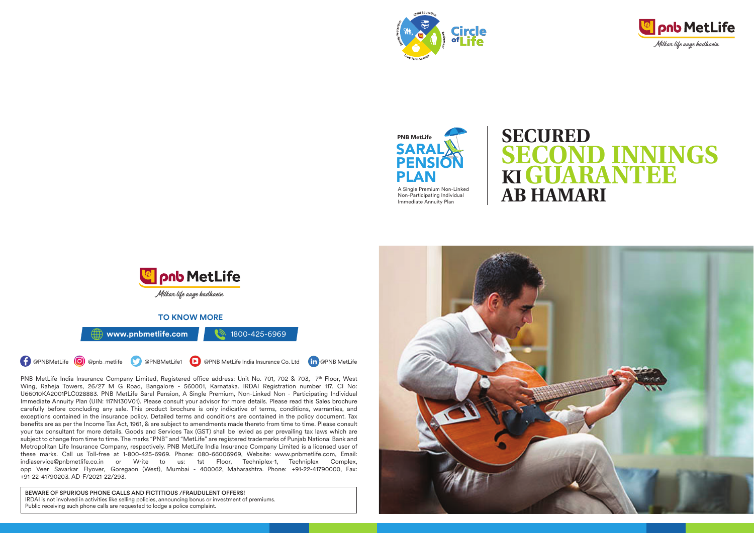Circle of Life

pnb MetLife
*Milkar life aage badhaein*

PNB MetLife
# SARAL PENSION PLAN

A Single Premium Non-Linked Non-Participating Individual Immediate Annuity Plan

# SECURED SECOND INNINGS KI GUARANTEE AB HAMARI

pnb MetLife
*Milkar life aage badhaein*

**TO KNOW MORE**

**www.pnbmetlife.com** | 1800-425-6969

@PNBMetLife @pnb_metlife @PNBMetLife1 @PNB MetLife India Insurance Co. Ltd @PNB MetLife

PNB MetLife India Insurance Company Limited, Registered office address: Unit No. 701, 702 & 703, 7th Floor, West Wing, Raheja Towers, 26/27 M G Road, Bangalore - 560001, Karnataka. IRDAI Registration number 117. CI No: U66010KA2001PLC028883. PNB MetLife Saral Pension, A Single Premium, Non-Linked Non - Participating Individual Immediate Annuity Plan (UIN: 117N130V01). Please consult your advisor for more details. Please read this Sales brochure carefully before concluding any sale. This product brochure is only indicative of terms, conditions, warranties, and exceptions contained in the insurance policy. Detailed terms and conditions are contained in the policy document. Tax benefits are as per the Income Tax Act, 1961, & are subject to amendments made thereto from time to time. Please consult your tax consultant for more details. Goods and Services Tax (GST) shall be levied as per prevailing tax laws which are subject to change from time to time. The marks "PNB" and "MetLife" are registered trademarks of Punjab National Bank and Metropolitan Life Insurance Company, respectively. PNB MetLife India Insurance Company Limited is a licensed user of these marks. Call us Toll-free at 1-800-425-6969. Phone: 080-66006969, Website: www.pnbmetlife.com, Email: indiaservice@pnbmetlife.co.in or Write to us: 1st Floor, Techniplex-1, Techniplex Complex, opp Veer Savarkar Flyover, Goregaon (West), Mumbai - 400062, Maharashtra. Phone: +91-22-41790000, Fax: +91-22-41790203. AD-F/2021-22/293.

**BEWARE OF SPURIOUS PHONE CALLS AND FICTITIOUS /FRAUDULENT OFFERS!**
IRDAI is not involved in activities like selling policies, announcing bonus or investment of premiums.
Public receiving such phone calls are requested to lodge a police complaint.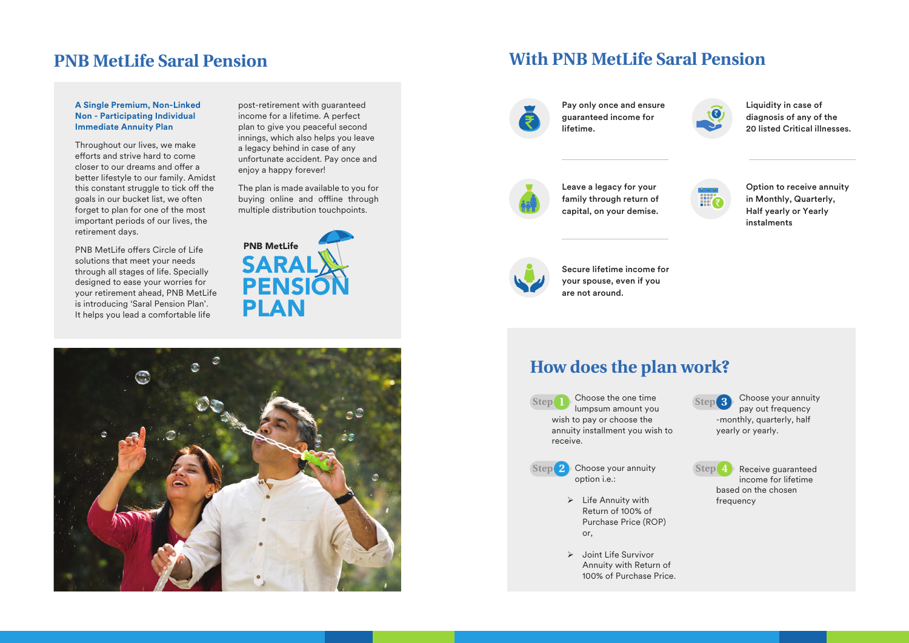# PNB MetLife Saral Pension

**A Single Premium, Non-Linked Non - Participating Individual Immediate Annuity Plan**

Throughout our lives, we make efforts and strive hard to come closer to our dreams and offer a better lifestyle to our family. Amidst this constant struggle to tick off the goals in our bucket list, we often forget to plan for one of the most important periods of our lives, the retirement days.

PNB MetLife offers Circle of Life solutions that meet your needs through all stages of life. Specially designed to ease your worries for your retirement ahead, PNB MetLife is introducing 'Saral Pension Plan'. It helps you lead a comfortable life post-retirement with guaranteed income for a lifetime. A perfect plan to give you peaceful second innings, which also helps you leave a legacy behind in case of any unfortunate accident. Pay once and enjoy a happy forever!

The plan is made available to you for buying online and offline through multiple distribution touchpoints.

PNB MetLife
SARAL PENSION PLAN

# With PNB MetLife Saral Pension

- Pay only once and ensure guaranteed income for lifetime.
- Liquidity in case of diagnosis of any of the 20 listed Critical illnesses.
- Leave a legacy for your family through return of capital, on your demise.
- Option to receive annuity in Monthly, Quarterly, Half yearly or Yearly instalments
- Secure lifetime income for your spouse, even if you are not around.

## How does the plan work?

**Step 1** Choose the one time lumpsum amount you wish to pay or choose the annuity installment you wish to receive.

**Step 2** Choose your annuity option i.e.:

- Life Annuity with Return of 100% of Purchase Price (ROP) or,
- Joint Life Survivor Annuity with Return of 100% of Purchase Price.

**Step 3** Choose your annuity pay out frequency -monthly, quarterly, half yearly or yearly.

**Step 4** Receive guaranteed income for lifetime based on the chosen frequency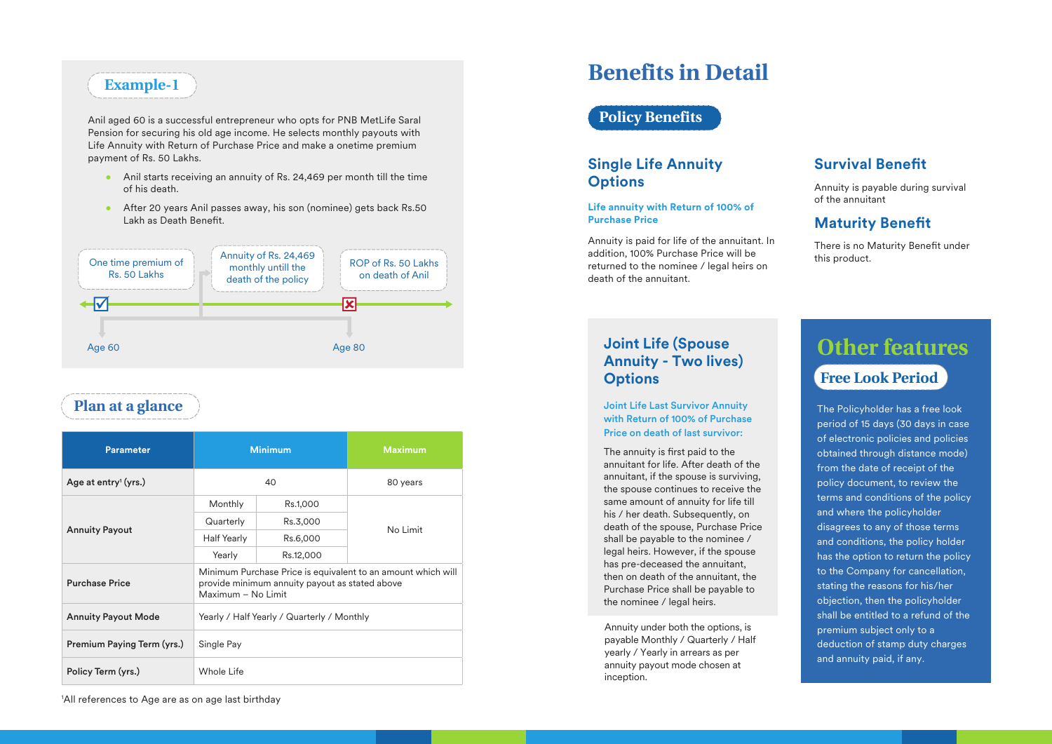## Example-1

Anil aged 60 is a successful entrepreneur who opts for PNB MetLife Saral Pension for securing his old age income. He selects monthly payouts with Life Annuity with Return of Purchase Price and make a onetime premium payment of Rs. 50 Lakhs.

- Anil starts receiving an annuity of Rs. 24,469 per month till the time of his death.
- After 20 years Anil passes away, his son (nominee) gets back Rs.50 Lakh as Death Benefit.

One time premium of Rs. 50 Lakhs

Annuity of Rs. 24,469 monthly untill the death of the policy

ROP of Rs. 50 Lakhs on death of Anil

Age 60

Age 80

## Plan at a glance

| Parameter | Minimum | | Maximum |
|---|---|---|---|
| Age at entry[1] (yrs.) | 40 | | 80 years |
| Annuity Payout | Monthly | Rs.1,000 | No Limit |
| | Quarterly | Rs.3,000 | |
| | Half Yearly | Rs.6,000 | |
| | Yearly | Rs.12,000 | |
| Purchase Price | Minimum Purchase Price is equivalent to an amount which will provide minimum annuity payout as stated above<br>Maximum – No Limit | | |
| Annuity Payout Mode | Yearly / Half Yearly / Quarterly / Monthly | | |
| Premium Paying Term (yrs.) | Single Pay | | |
| Policy Term (yrs.) | Whole Life | | |

[1]All references to Age are as on age last birthday

# Benefits in Detail

## Policy Benefits

### Single Life Annuity Options

**Life annuity with Return of 100% of Purchase Price**

Annuity is paid for life of the annuitant. In addition, 100% Purchase Price will be returned to the nominee / legal heirs on death of the annuitant.

### Joint Life (Spouse Annuity - Two lives) Options

**Joint Life Last Survivor Annuity with Return of 100% of Purchase Price on death of last survivor:**

The annuity is first paid to the annuitant for life. After death of the annuitant, if the spouse is surviving, the spouse continues to receive the same amount of annuity for life till his / her death. Subsequently, on death of the spouse, Purchase Price shall be payable to the nominee / legal heirs. However, if the spouse has pre-deceased the annuitant, then on death of the annuitant, the Purchase Price shall be payable to the nominee / legal heirs.

Annuity under both the options, is payable Monthly / Quarterly / Half yearly / Yearly in arrears as per annuity payout mode chosen at inception.

### Survival Benefit

Annuity is payable during survival of the annuitant

### Maturity Benefit

There is no Maturity Benefit under this product.

## Other features

### Free Look Period

The Policyholder has a free look period of 15 days (30 days in case of electronic policies and policies obtained through distance mode) from the date of receipt of the policy document, to review the terms and conditions of the policy and where the policyholder disagrees to any of those terms and conditions, the policy holder has the option to return the policy to the Company for cancellation, stating the reasons for his/her objection, then the policyholder shall be entitled to a refund of the premium subject only to a deduction of stamp duty charges and annuity paid, if any.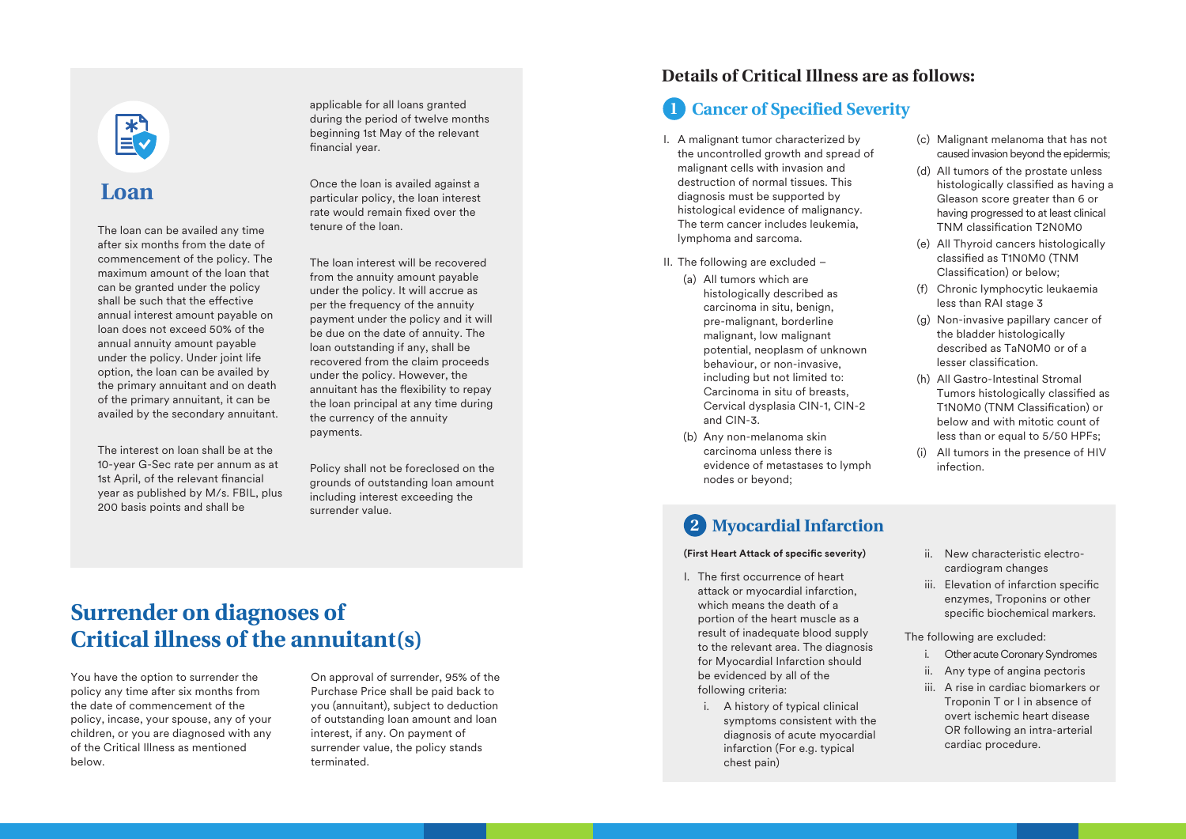## Loan

The loan can be availed any time after six months from the date of commencement of the policy. The maximum amount of the loan that can be granted under the policy shall be such that the effective annual interest amount payable on loan does not exceed 50% of the annual annuity amount payable under the policy. Under joint life option, the loan can be availed by the primary annuitant and on death of the primary annuitant, it can be availed by the secondary annuitant.

The interest on loan shall be at the 10-year G-Sec rate per annum as at 1st April, of the relevant financial year as published by M/s. FBIL, plus 200 basis points and shall be applicable for all loans granted during the period of twelve months beginning 1st May of the relevant financial year.

Once the loan is availed against a particular policy, the loan interest rate would remain fixed over the tenure of the loan.

The loan interest will be recovered from the annuity amount payable under the policy. It will accrue as per the frequency of the annuity payment under the policy and it will be due on the date of annuity. The loan outstanding if any, shall be recovered from the claim proceeds under the policy. However, the annuitant has the flexibility to repay the loan principal at any time during the currency of the annuity payments.

Policy shall not be foreclosed on the grounds of outstanding loan amount including interest exceeding the surrender value.

## Surrender on diagnoses of Critical illness of the annuitant(s)

You have the option to surrender the policy any time after six months from the date of commencement of the policy, incase, your spouse, any of your children, or you are diagnosed with any of the Critical Illness as mentioned below.

On approval of surrender, 95% of the Purchase Price shall be paid back to you (annuitant), subject to deduction of outstanding loan amount and loan interest, if any. On payment of surrender value, the policy stands terminated.

## Details of Critical Illness are as follows:

### 1 Cancer of Specified Severity

I. A malignant tumor characterized by the uncontrolled growth and spread of malignant cells with invasion and destruction of normal tissues. This diagnosis must be supported by histological evidence of malignancy. The term cancer includes leukemia, lymphoma and sarcoma.

II. The following are excluded –

- (a) All tumors which are histologically described as carcinoma in situ, benign, pre-malignant, borderline malignant, low malignant potential, neoplasm of unknown behaviour, or non-invasive, including but not limited to: Carcinoma in situ of breasts, Cervical dysplasia CIN-1, CIN-2 and CIN-3.
- (b) Any non-melanoma skin carcinoma unless there is evidence of metastases to lymph nodes or beyond;
- (c) Malignant melanoma that has not caused invasion beyond the epidermis;
- (d) All tumors of the prostate unless histologically classified as having a Gleason score greater than 6 or having progressed to at least clinical TNM classification T2N0M0
- (e) All Thyroid cancers histologically classified as T1N0M0 (TNM Classification) or below;
- (f) Chronic lymphocytic leukaemia less than RAI stage 3
- (g) Non-invasive papillary cancer of the bladder histologically described as TaN0M0 or of a lesser classification.
- (h) All Gastro-Intestinal Stromal Tumors histologically classified as T1N0M0 (TNM Classification) or below and with mitotic count of less than or equal to 5/50 HPFs;
- (i) All tumors in the presence of HIV infection.

### 2 Myocardial Infarction

**(First Heart Attack of specific severity)**

I. The first occurrence of heart attack or myocardial infarction, which means the death of a portion of the heart muscle as a result of inadequate blood supply to the relevant area. The diagnosis for Myocardial Infarction should be evidenced by all of the following criteria:

- i. A history of typical clinical symptoms consistent with the diagnosis of acute myocardial infarction (For e.g. typical chest pain)
- ii. New characteristic electro-cardiogram changes
- iii. Elevation of infarction specific enzymes, Troponins or other specific biochemical markers.

The following are excluded:

- i. Other acute Coronary Syndromes
- ii. Any type of angina pectoris
- iii. A rise in cardiac biomarkers or Troponin T or I in absence of overt ischemic heart disease OR following an intra-arterial cardiac procedure.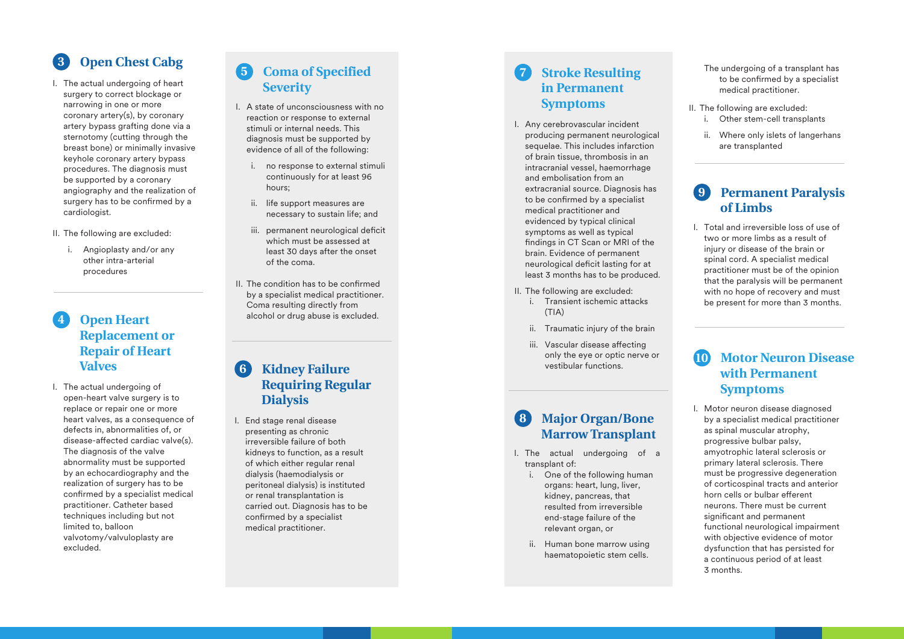## 3 Open Chest Cabg

I. The actual undergoing of heart surgery to correct blockage or narrowing in one or more coronary artery(s), by coronary artery bypass grafting done via a sternotomy (cutting through the breast bone) or minimally invasive keyhole coronary artery bypass procedures. The diagnosis must be supported by a coronary angiography and the realization of surgery has to be confirmed by a cardiologist.

II. The following are excluded:

i. Angioplasty and/or any other intra-arterial procedures

## 4 Open Heart Replacement or Repair of Heart Valves

I. The actual undergoing of open-heart valve surgery is to replace or repair one or more heart valves, as a consequence of defects in, abnormalities of, or disease-affected cardiac valve(s). The diagnosis of the valve abnormality must be supported by an echocardiography and the realization of surgery has to be confirmed by a specialist medical practitioner. Catheter based techniques including but not limited to, balloon valvotomy/valvuloplasty are excluded.

## 5 Coma of Specified Severity

I. A state of unconsciousness with no reaction or response to external stimuli or internal needs. This diagnosis must be supported by evidence of all of the following:

i. no response to external stimuli continuously for at least 96 hours;

ii. life support measures are necessary to sustain life; and

iii. permanent neurological deficit which must be assessed at least 30 days after the onset of the coma.

II. The condition has to be confirmed by a specialist medical practitioner. Coma resulting directly from alcohol or drug abuse is excluded.

## 6 Kidney Failure Requiring Regular Dialysis

I. End stage renal disease presenting as chronic irreversible failure of both kidneys to function, as a result of which either regular renal dialysis (haemodialysis or peritoneal dialysis) is instituted or renal transplantation is carried out. Diagnosis has to be confirmed by a specialist medical practitioner.

## 7 Stroke Resulting in Permanent Symptoms

I. Any cerebrovascular incident producing permanent neurological sequelae. This includes infarction of brain tissue, thrombosis in an intracranial vessel, haemorrhage and embolisation from an extracranial source. Diagnosis has to be confirmed by a specialist medical practitioner and evidenced by typical clinical symptoms as well as typical findings in CT Scan or MRI of the brain. Evidence of permanent neurological deficit lasting for at least 3 months has to be produced.

II. The following are excluded:

i. Transient ischemic attacks (TIA)

ii. Traumatic injury of the brain

iii. Vascular disease affecting only the eye or optic nerve or vestibular functions.

## 8 Major Organ/Bone Marrow Transplant

I. The actual undergoing of a transplant of:

i. One of the following human organs: heart, lung, liver, kidney, pancreas, that resulted from irreversible end-stage failure of the relevant organ, or

ii. Human bone marrow using haematopoietic stem cells.

The undergoing of a transplant has to be confirmed by a specialist medical practitioner.

II. The following are excluded:

i. Other stem-cell transplants

ii. Where only islets of langerhans are transplanted

## 9 Permanent Paralysis of Limbs

I. Total and irreversible loss of use of two or more limbs as a result of injury or disease of the brain or spinal cord. A specialist medical practitioner must be of the opinion that the paralysis will be permanent with no hope of recovery and must be present for more than 3 months.

## 10 Motor Neuron Disease with Permanent Symptoms

I. Motor neuron disease diagnosed by a specialist medical practitioner as spinal muscular atrophy, progressive bulbar palsy, amyotrophic lateral sclerosis or primary lateral sclerosis. There must be progressive degeneration of corticospinal tracts and anterior horn cells or bulbar efferent neurons. There must be current significant and permanent functional neurological impairment with objective evidence of motor dysfunction that has persisted for a continuous period of at least 3 months.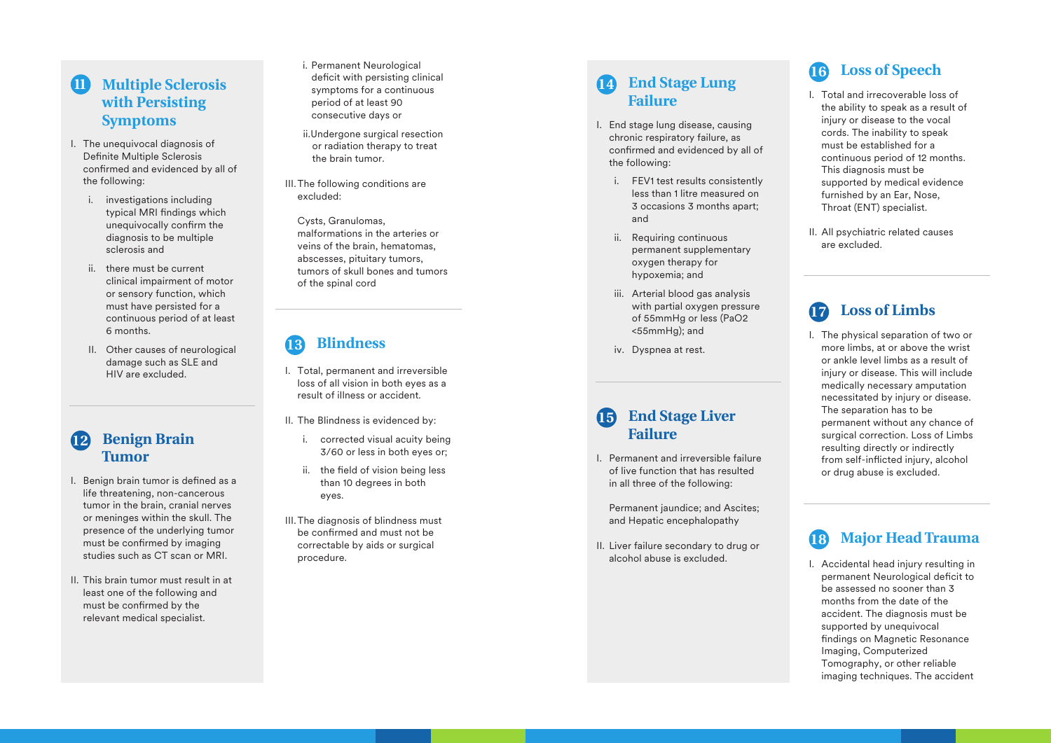## 11 Multiple Sclerosis with Persisting Symptoms

I. The unequivocal diagnosis of Definite Multiple Sclerosis confirmed and evidenced by all of the following:

   i. investigations including typical MRI findings which unequivocally confirm the diagnosis to be multiple sclerosis and

   ii. there must be current clinical impairment of motor or sensory function, which must have persisted for a continuous period of at least 6 months.

   II. Other causes of neurological damage such as SLE and HIV are excluded.

## 12 Benign Brain Tumor

I. Benign brain tumor is defined as a life threatening, non-cancerous tumor in the brain, cranial nerves or meninges within the skull. The presence of the underlying tumor must be confirmed by imaging studies such as CT scan or MRI.

II. This brain tumor must result in at least one of the following and must be confirmed by the relevant medical specialist.

   i. Permanent Neurological deficit with persisting clinical symptoms for a continuous period of at least 90 consecutive days or

   ii. Undergone surgical resection or radiation therapy to treat the brain tumor.

III. The following conditions are excluded:

   Cysts, Granulomas, malformations in the arteries or veins of the brain, hematomas, abscesses, pituitary tumors, tumors of skull bones and tumors of the spinal cord

## 13 Blindness

I. Total, permanent and irreversible loss of all vision in both eyes as a result of illness or accident.

II. The Blindness is evidenced by:

   i. corrected visual acuity being 3/60 or less in both eyes or;

   ii. the field of vision being less than 10 degrees in both eyes.

III. The diagnosis of blindness must be confirmed and must not be correctable by aids or surgical procedure.

## 14 End Stage Lung Failure

I. End stage lung disease, causing chronic respiratory failure, as confirmed and evidenced by all of the following:

   i. FEV1 test results consistently less than 1 litre measured on 3 occasions 3 months apart; and

   ii. Requiring continuous permanent supplementary oxygen therapy for hypoxemia; and

   iii. Arterial blood gas analysis with partial oxygen pressure of 55mmHg or less (PaO2 <55mmHg); and

   iv. Dyspnea at rest.

## 15 End Stage Liver Failure

I. Permanent and irreversible failure of live function that has resulted in all three of the following:

   Permanent jaundice; and Ascites; and Hepatic encephalopathy

II. Liver failure secondary to drug or alcohol abuse is excluded.

## 16 Loss of Speech

I. Total and irrecoverable loss of the ability to speak as a result of injury or disease to the vocal cords. The inability to speak must be established for a continuous period of 12 months. This diagnosis must be supported by medical evidence furnished by an Ear, Nose, Throat (ENT) specialist.

II. All psychiatric related causes are excluded.

## 17 Loss of Limbs

I. The physical separation of two or more limbs, at or above the wrist or ankle level limbs as a result of injury or disease. This will include medically necessary amputation necessitated by injury or disease. The separation has to be permanent without any chance of surgical correction. Loss of Limbs resulting directly or indirectly from self-inflicted injury, alcohol or drug abuse is excluded.

## 18 Major Head Trauma

I. Accidental head injury resulting in permanent Neurological deficit to be assessed no sooner than 3 months from the date of the accident. The diagnosis must be supported by unequivocal findings on Magnetic Resonance Imaging, Computerized Tomography, or other reliable imaging techniques. The accident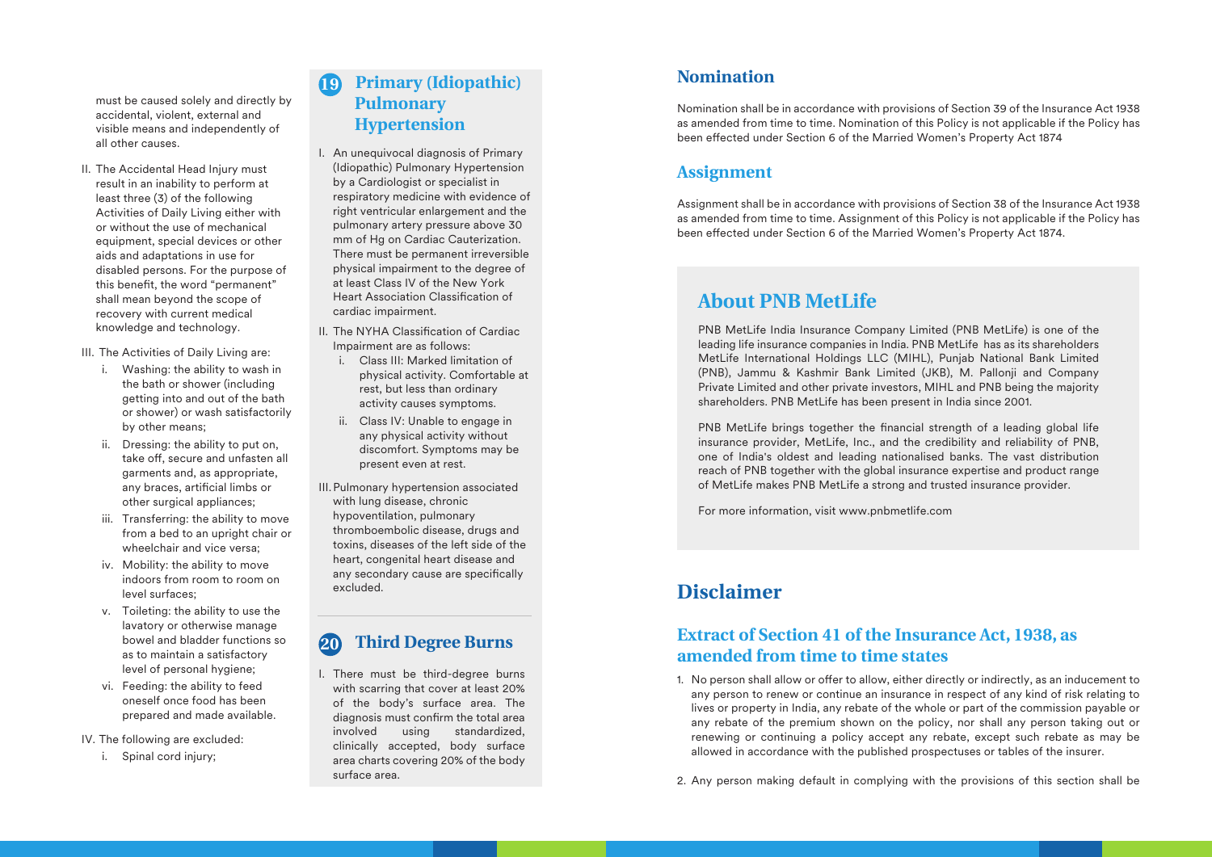must be caused solely and directly by accidental, violent, external and visible means and independently of all other causes.

II. The Accidental Head Injury must result in an inability to perform at least three (3) of the following Activities of Daily Living either with or without the use of mechanical equipment, special devices or other aids and adaptations in use for disabled persons. For the purpose of this benefit, the word "permanent" shall mean beyond the scope of recovery with current medical knowledge and technology.

III. The Activities of Daily Living are:

   i. Washing: the ability to wash in the bath or shower (including getting into and out of the bath or shower) or wash satisfactorily by other means;

   ii. Dressing: the ability to put on, take off, secure and unfasten all garments and, as appropriate, any braces, artificial limbs or other surgical appliances;

   iii. Transferring: the ability to move from a bed to an upright chair or wheelchair and vice versa;

   iv. Mobility: the ability to move indoors from room to room on level surfaces;

   v. Toileting: the ability to use the lavatory or otherwise manage bowel and bladder functions so as to maintain a satisfactory level of personal hygiene;

   vi. Feeding: the ability to feed oneself once food has been prepared and made available.

IV. The following are excluded:

   i. Spinal cord injury;

## 19 Primary (Idiopathic) Pulmonary Hypertension

I. An unequivocal diagnosis of Primary (Idiopathic) Pulmonary Hypertension by a Cardiologist or specialist in respiratory medicine with evidence of right ventricular enlargement and the pulmonary artery pressure above 30 mm of Hg on Cardiac Cauterization. There must be permanent irreversible physical impairment to the degree of at least Class IV of the New York Heart Association Classification of cardiac impairment.

II. The NYHA Classification of Cardiac Impairment are as follows:

   i. Class III: Marked limitation of physical activity. Comfortable at rest, but less than ordinary activity causes symptoms.

   ii. Class IV: Unable to engage in any physical activity without discomfort. Symptoms may be present even at rest.

III. Pulmonary hypertension associated with lung disease, chronic hypoventilation, pulmonary thromboembolic disease, drugs and toxins, diseases of the left side of the heart, congenital heart disease and any secondary cause are specifically excluded.

## 20 Third Degree Burns

I. There must be third-degree burns with scarring that cover at least 20% of the body's surface area. The diagnosis must confirm the total area involved using standardized, clinically accepted, body surface area charts covering 20% of the body surface area.

## Nomination

Nomination shall be in accordance with provisions of Section 39 of the Insurance Act 1938 as amended from time to time. Nomination of this Policy is not applicable if the Policy has been effected under Section 6 of the Married Women's Property Act 1874

## Assignment

Assignment shall be in accordance with provisions of Section 38 of the Insurance Act 1938 as amended from time to time. Assignment of this Policy is not applicable if the Policy has been effected under Section 6 of the Married Women's Property Act 1874.

## About PNB MetLife

PNB MetLife India Insurance Company Limited (PNB MetLife) is one of the leading life insurance companies in India. PNB MetLife has as its shareholders MetLife International Holdings LLC (MIHL), Punjab National Bank Limited (PNB), Jammu & Kashmir Bank Limited (JKB), M. Pallonji and Company Private Limited and other private investors, MIHL and PNB being the majority shareholders. PNB MetLife has been present in India since 2001.

PNB MetLife brings together the financial strength of a leading global life insurance provider, MetLife, Inc., and the credibility and reliability of PNB, one of India's oldest and leading nationalised banks. The vast distribution reach of PNB together with the global insurance expertise and product range of MetLife makes PNB MetLife a strong and trusted insurance provider.

For more information, visit www.pnbmetlife.com

# Disclaimer

## Extract of Section 41 of the Insurance Act, 1938, as amended from time to time states

1. No person shall allow or offer to allow, either directly or indirectly, as an inducement to any person to renew or continue an insurance in respect of any kind of risk relating to lives or property in India, any rebate of the whole or part of the commission payable or any rebate of the premium shown on the policy, nor shall any person taking out or renewing or continuing a policy accept any rebate, except such rebate as may be allowed in accordance with the published prospectuses or tables of the insurer.

2. Any person making default in complying with the provisions of this section shall be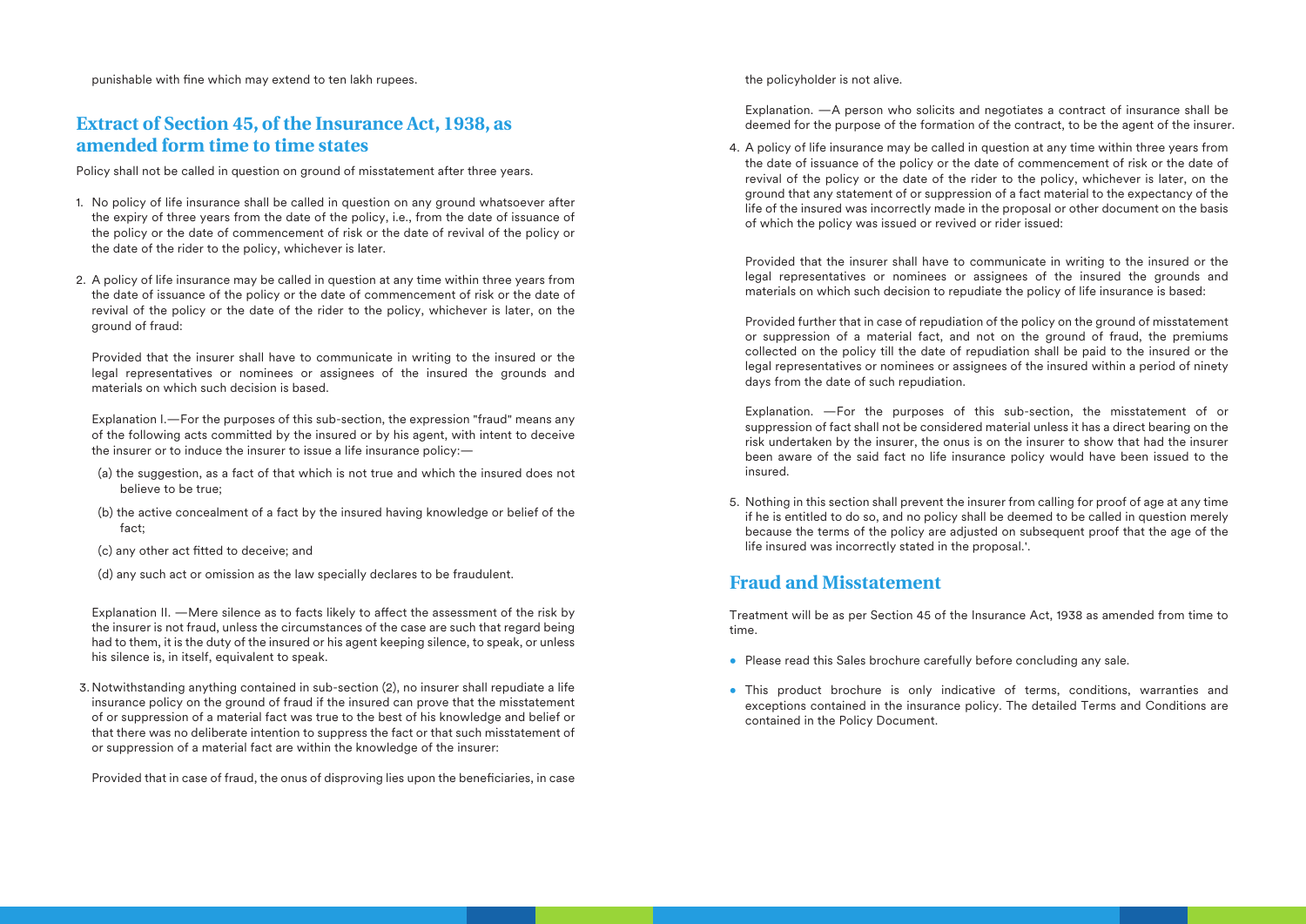punishable with fine which may extend to ten lakh rupees.

## Extract of Section 45, of the Insurance Act, 1938, as amended form time to time states

Policy shall not be called in question on ground of misstatement after three years.

1. No policy of life insurance shall be called in question on any ground whatsoever after the expiry of three years from the date of the policy, i.e., from the date of issuance of the policy or the date of commencement of risk or the date of revival of the policy or the date of the rider to the policy, whichever is later.

2. A policy of life insurance may be called in question at any time within three years from the date of issuance of the policy or the date of commencement of risk or the date of revival of the policy or the date of the rider to the policy, whichever is later, on the ground of fraud:

   Provided that the insurer shall have to communicate in writing to the insured or the legal representatives or nominees or assignees of the insured the grounds and materials on which such decision is based.

   Explanation I.—For the purposes of this sub-section, the expression "fraud" means any of the following acts committed by the insured or by his agent, with intent to deceive the insurer or to induce the insurer to issue a life insurance policy:—

   (a) the suggestion, as a fact of that which is not true and which the insured does not believe to be true;

   (b) the active concealment of a fact by the insured having knowledge or belief of the fact;

   (c) any other act fitted to deceive; and

   (d) any such act or omission as the law specially declares to be fraudulent.

   Explanation II. —Mere silence as to facts likely to affect the assessment of the risk by the insurer is not fraud, unless the circumstances of the case are such that regard being had to them, it is the duty of the insured or his agent keeping silence, to speak, or unless his silence is, in itself, equivalent to speak.

3. Notwithstanding anything contained in sub-section (2), no insurer shall repudiate a life insurance policy on the ground of fraud if the insured can prove that the misstatement of or suppression of a material fact was true to the best of his knowledge and belief or that there was no deliberate intention to suppress the fact or that such misstatement of or suppression of a material fact are within the knowledge of the insurer:

   Provided that in case of fraud, the onus of disproving lies upon the beneficiaries, in case the policyholder is not alive.

   Explanation. —A person who solicits and negotiates a contract of insurance shall be deemed for the purpose of the formation of the contract, to be the agent of the insurer.

4. A policy of life insurance may be called in question at any time within three years from the date of issuance of the policy or the date of commencement of risk or the date of revival of the policy or the date of the rider to the policy, whichever is later, on the ground that any statement of or suppression of a fact material to the expectancy of the life of the insured was incorrectly made in the proposal or other document on the basis of which the policy was issued or revived or rider issued:

   Provided that the insurer shall have to communicate in writing to the insured or the legal representatives or nominees or assignees of the insured the grounds and materials on which such decision to repudiate the policy of life insurance is based:

   Provided further that in case of repudiation of the policy on the ground of misstatement or suppression of a material fact, and not on the ground of fraud, the premiums collected on the policy till the date of repudiation shall be paid to the insured or the legal representatives or nominees or assignees of the insured within a period of ninety days from the date of such repudiation.

   Explanation. —For the purposes of this sub-section, the misstatement of or suppression of fact shall not be considered material unless it has a direct bearing on the risk undertaken by the insurer, the onus is on the insurer to show that had the insurer been aware of the said fact no life insurance policy would have been issued to the insured.

5. Nothing in this section shall prevent the insurer from calling for proof of age at any time if he is entitled to do so, and no policy shall be deemed to be called in question merely because the terms of the policy are adjusted on subsequent proof that the age of the life insured was incorrectly stated in the proposal.'.

## Fraud and Misstatement

Treatment will be as per Section 45 of the Insurance Act, 1938 as amended from time to time.

- Please read this Sales brochure carefully before concluding any sale.
- This product brochure is only indicative of terms, conditions, warranties and exceptions contained in the insurance policy. The detailed Terms and Conditions are contained in the Policy Document.